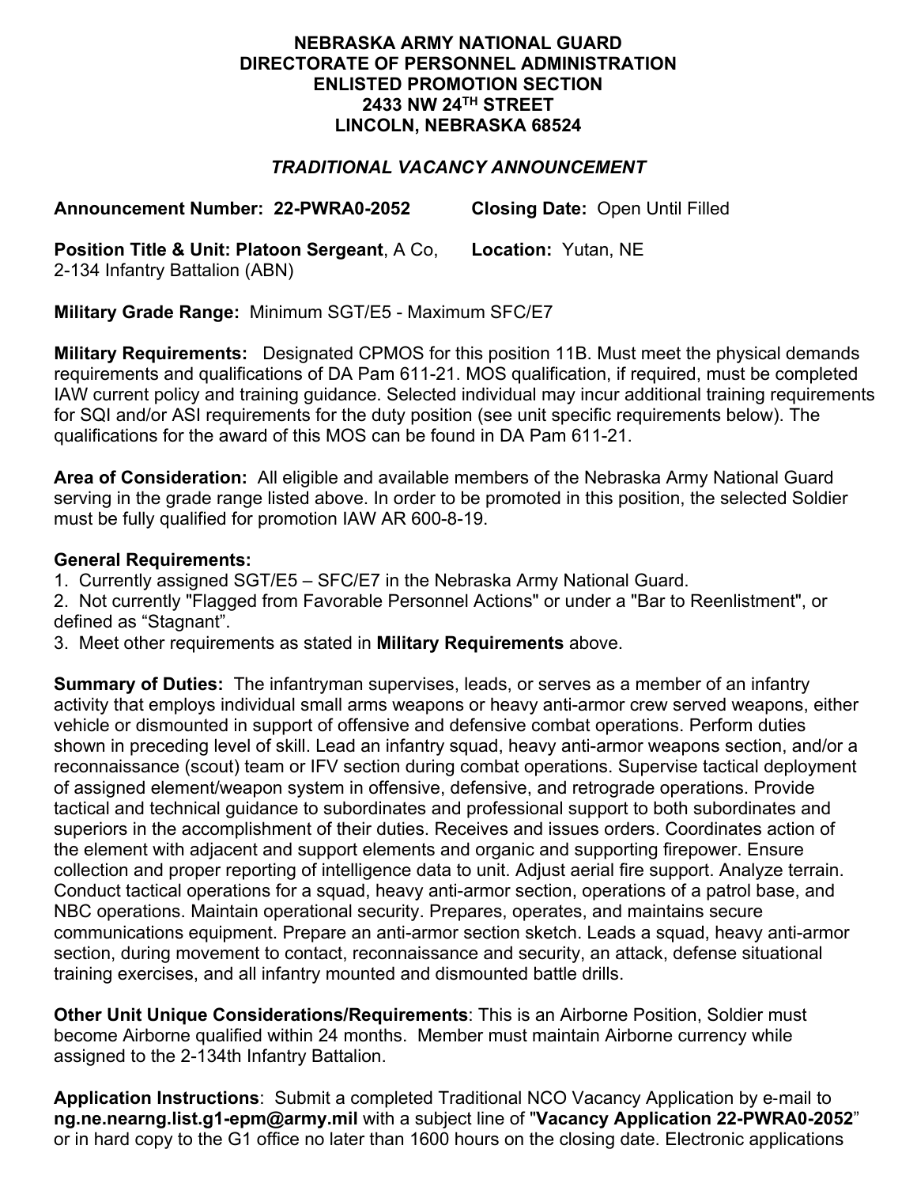**NEBRASKA ARMY NATIONAL GUARD**
**DIRECTORATE OF PERSONNEL ADMINISTRATION**
**ENLISTED PROMOTION SECTION**
**2433 NW 24TH STREET**
**LINCOLN, NEBRASKA 68524**

***TRADITIONAL VACANCY ANNOUNCEMENT***

**Announcement Number: 22-PWRA0-2052** **Closing Date:** Open Until Filled

**Position Title & Unit: Platoon Sergeant**, A Co, 2-134 Infantry Battalion (ABN) **Location:** Yutan, NE

**Military Grade Range:** Minimum SGT/E5 - Maximum SFC/E7

**Military Requirements:** Designated CPMOS for this position 11B. Must meet the physical demands requirements and qualifications of DA Pam 611-21. MOS qualification, if required, must be completed IAW current policy and training guidance. Selected individual may incur additional training requirements for SQI and/or ASI requirements for the duty position (see unit specific requirements below). The qualifications for the award of this MOS can be found in DA Pam 611-21.

**Area of Consideration:** All eligible and available members of the Nebraska Army National Guard serving in the grade range listed above. In order to be promoted in this position, the selected Soldier must be fully qualified for promotion IAW AR 600-8-19.

**General Requirements:**

1. Currently assigned SGT/E5 – SFC/E7 in the Nebraska Army National Guard.
2. Not currently "Flagged from Favorable Personnel Actions" or under a "Bar to Reenlistment", or defined as “Stagnant”.
3. Meet other requirements as stated in **Military Requirements** above.

**Summary of Duties:** The infantryman supervises, leads, or serves as a member of an infantry activity that employs individual small arms weapons or heavy anti-armor crew served weapons, either vehicle or dismounted in support of offensive and defensive combat operations. Perform duties shown in preceding level of skill. Lead an infantry squad, heavy anti-armor weapons section, and/or a reconnaissance (scout) team or IFV section during combat operations. Supervise tactical deployment of assigned element/weapon system in offensive, defensive, and retrograde operations. Provide tactical and technical guidance to subordinates and professional support to both subordinates and superiors in the accomplishment of their duties. Receives and issues orders. Coordinates action of the element with adjacent and support elements and organic and supporting firepower. Ensure collection and proper reporting of intelligence data to unit. Adjust aerial fire support. Analyze terrain. Conduct tactical operations for a squad, heavy anti-armor section, operations of a patrol base, and NBC operations. Maintain operational security. Prepares, operates, and maintains secure communications equipment. Prepare an anti-armor section sketch. Leads a squad, heavy anti-armor section, during movement to contact, reconnaissance and security, an attack, defense situational training exercises, and all infantry mounted and dismounted battle drills.

**Other Unit Unique Considerations/Requirements**: This is an Airborne Position, Soldier must become Airborne qualified within 24 months. Member must maintain Airborne currency while assigned to the 2-134th Infantry Battalion.

**Application Instructions**: Submit a completed Traditional NCO Vacancy Application by e-mail to **ng.ne.nearng.list.g1-epm@army.mil** with a subject line of "**Vacancy Application 22-PWRA0-2052**" or in hard copy to the G1 office no later than 1600 hours on the closing date. Electronic applications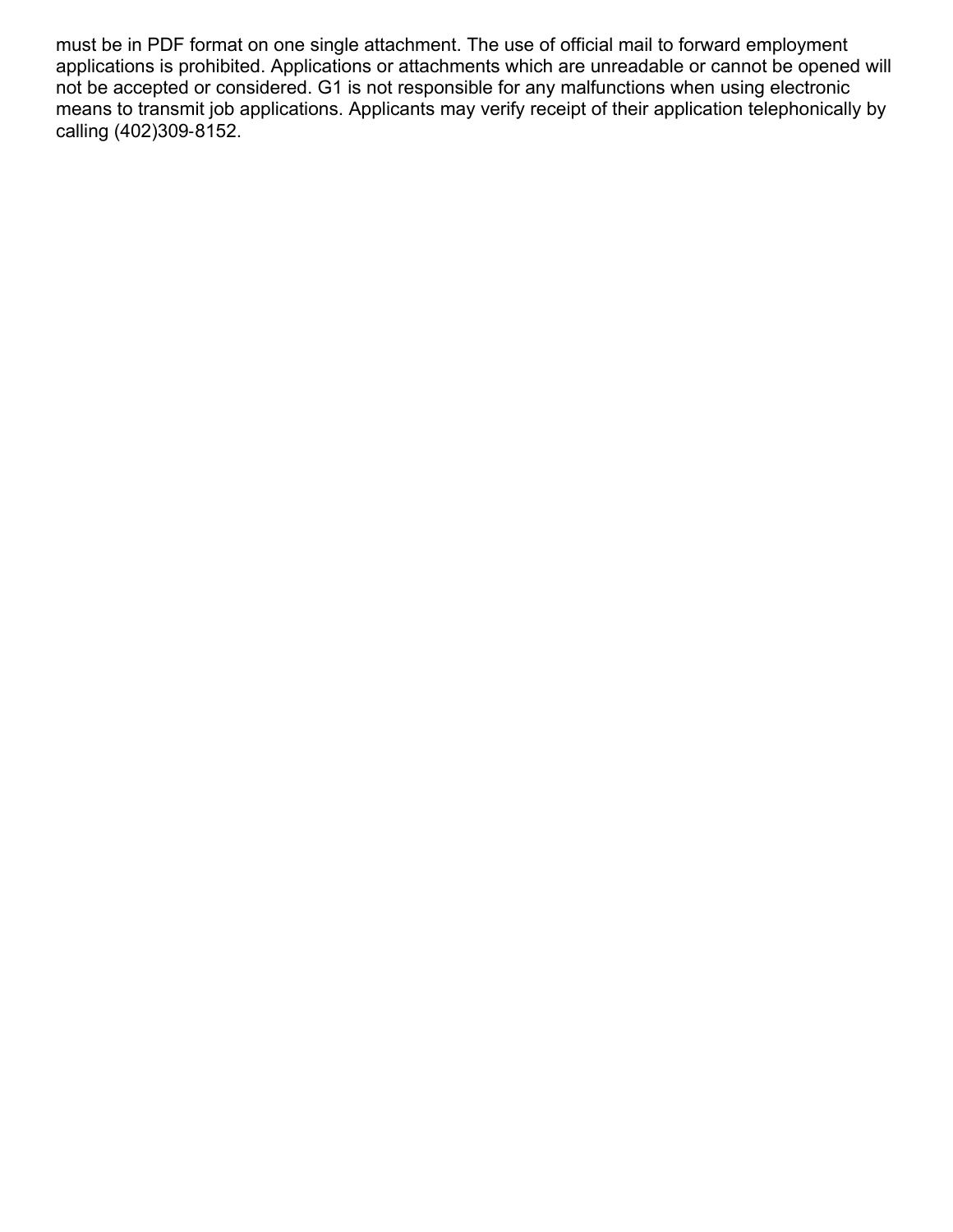must be in PDF format on one single attachment. The use of official mail to forward employment applications is prohibited. Applications or attachments which are unreadable or cannot be opened will not be accepted or considered. G1 is not responsible for any malfunctions when using electronic means to transmit job applications. Applicants may verify receipt of their application telephonically by calling (402)309-8152.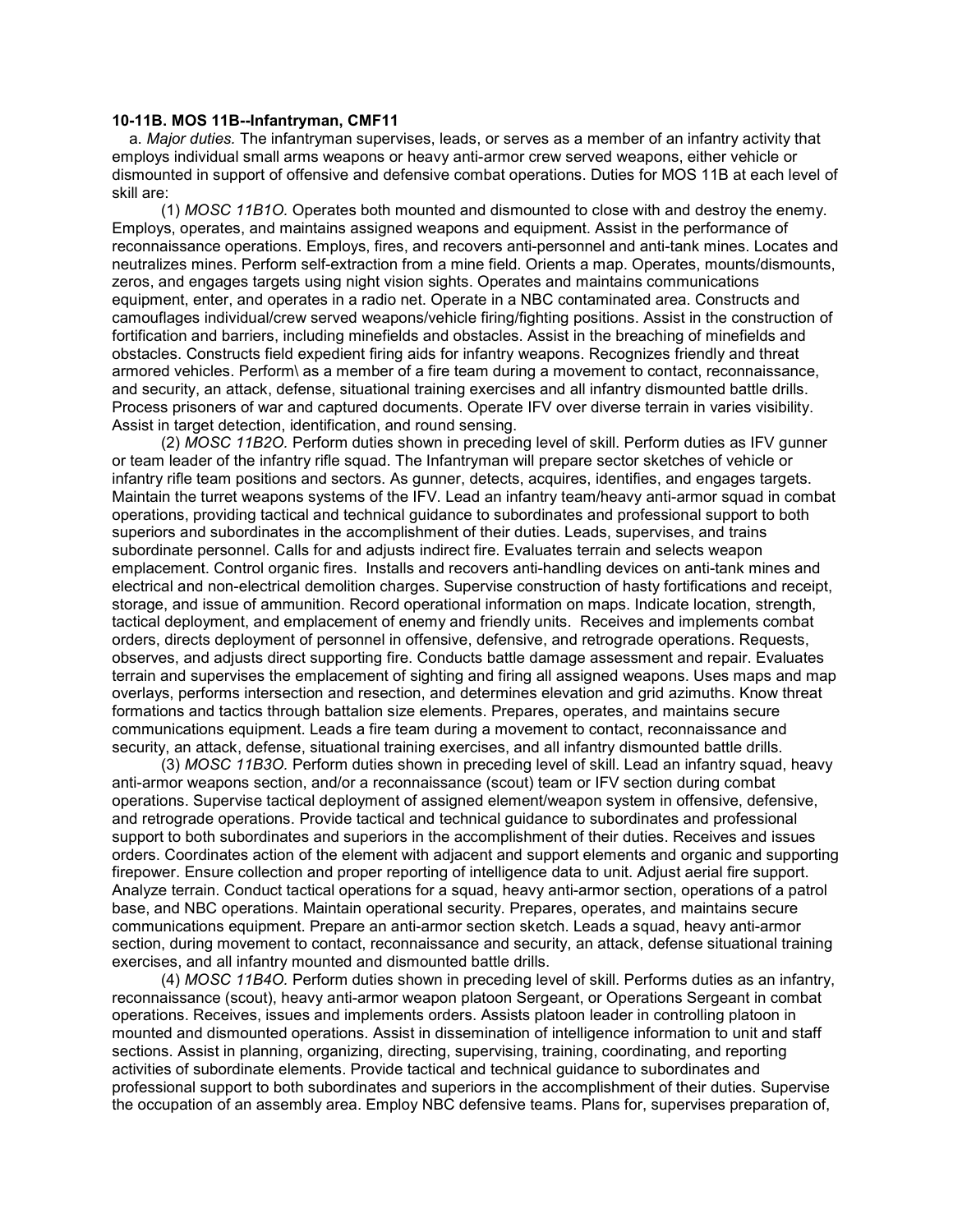**10-11B. MOS 11B--Infantryman, CMF11**

a. *Major duties.* The infantryman supervises, leads, or serves as a member of an infantry activity that employs individual small arms weapons or heavy anti-armor crew served weapons, either vehicle or dismounted in support of offensive and defensive combat operations. Duties for MOS 11B at each level of skill are:

(1) *MOSC 11B1O.* Operates both mounted and dismounted to close with and destroy the enemy. Employs, operates, and maintains assigned weapons and equipment. Assist in the performance of reconnaissance operations. Employs, fires, and recovers anti-personnel and anti-tank mines. Locates and neutralizes mines. Perform self-extraction from a mine field. Orients a map. Operates, mounts/dismounts, zeros, and engages targets using night vision sights. Operates and maintains communications equipment, enter, and operates in a radio net. Operate in a NBC contaminated area. Constructs and camouflages individual/crew served weapons/vehicle firing/fighting positions. Assist in the construction of fortification and barriers, including minefields and obstacles. Assist in the breaching of minefields and obstacles. Constructs field expedient firing aids for infantry weapons. Recognizes friendly and threat armored vehicles. Perform\ as a member of a fire team during a movement to contact, reconnaissance, and security, an attack, defense, situational training exercises and all infantry dismounted battle drills. Process prisoners of war and captured documents. Operate IFV over diverse terrain in varies visibility. Assist in target detection, identification, and round sensing.

(2) *MOSC 11B2O.* Perform duties shown in preceding level of skill. Perform duties as IFV gunner or team leader of the infantry rifle squad. The Infantryman will prepare sector sketches of vehicle or infantry rifle team positions and sectors. As gunner, detects, acquires, identifies, and engages targets. Maintain the turret weapons systems of the IFV. Lead an infantry team/heavy anti-armor squad in combat operations, providing tactical and technical guidance to subordinates and professional support to both superiors and subordinates in the accomplishment of their duties. Leads, supervises, and trains subordinate personnel. Calls for and adjusts indirect fire. Evaluates terrain and selects weapon emplacement. Control organic fires. Installs and recovers anti-handling devices on anti-tank mines and electrical and non-electrical demolition charges. Supervise construction of hasty fortifications and receipt, storage, and issue of ammunition. Record operational information on maps. Indicate location, strength, tactical deployment, and emplacement of enemy and friendly units. Receives and implements combat orders, directs deployment of personnel in offensive, defensive, and retrograde operations. Requests, observes, and adjusts direct supporting fire. Conducts battle damage assessment and repair. Evaluates terrain and supervises the emplacement of sighting and firing all assigned weapons. Uses maps and map overlays, performs intersection and resection, and determines elevation and grid azimuths. Know threat formations and tactics through battalion size elements. Prepares, operates, and maintains secure communications equipment. Leads a fire team during a movement to contact, reconnaissance and security, an attack, defense, situational training exercises, and all infantry dismounted battle drills.

(3) *MOSC 11B3O.* Perform duties shown in preceding level of skill. Lead an infantry squad, heavy anti-armor weapons section, and/or a reconnaissance (scout) team or IFV section during combat operations. Supervise tactical deployment of assigned element/weapon system in offensive, defensive, and retrograde operations. Provide tactical and technical guidance to subordinates and professional support to both subordinates and superiors in the accomplishment of their duties. Receives and issues orders. Coordinates action of the element with adjacent and support elements and organic and supporting firepower. Ensure collection and proper reporting of intelligence data to unit. Adjust aerial fire support. Analyze terrain. Conduct tactical operations for a squad, heavy anti-armor section, operations of a patrol base, and NBC operations. Maintain operational security. Prepares, operates, and maintains secure communications equipment. Prepare an anti-armor section sketch. Leads a squad, heavy anti-armor section, during movement to contact, reconnaissance and security, an attack, defense situational training exercises, and all infantry mounted and dismounted battle drills.

(4) *MOSC 11B4O.* Perform duties shown in preceding level of skill. Performs duties as an infantry, reconnaissance (scout), heavy anti-armor weapon platoon Sergeant, or Operations Sergeant in combat operations. Receives, issues and implements orders. Assists platoon leader in controlling platoon in mounted and dismounted operations. Assist in dissemination of intelligence information to unit and staff sections. Assist in planning, organizing, directing, supervising, training, coordinating, and reporting activities of subordinate elements. Provide tactical and technical guidance to subordinates and professional support to both subordinates and superiors in the accomplishment of their duties. Supervise the occupation of an assembly area. Employ NBC defensive teams. Plans for, supervises preparation of,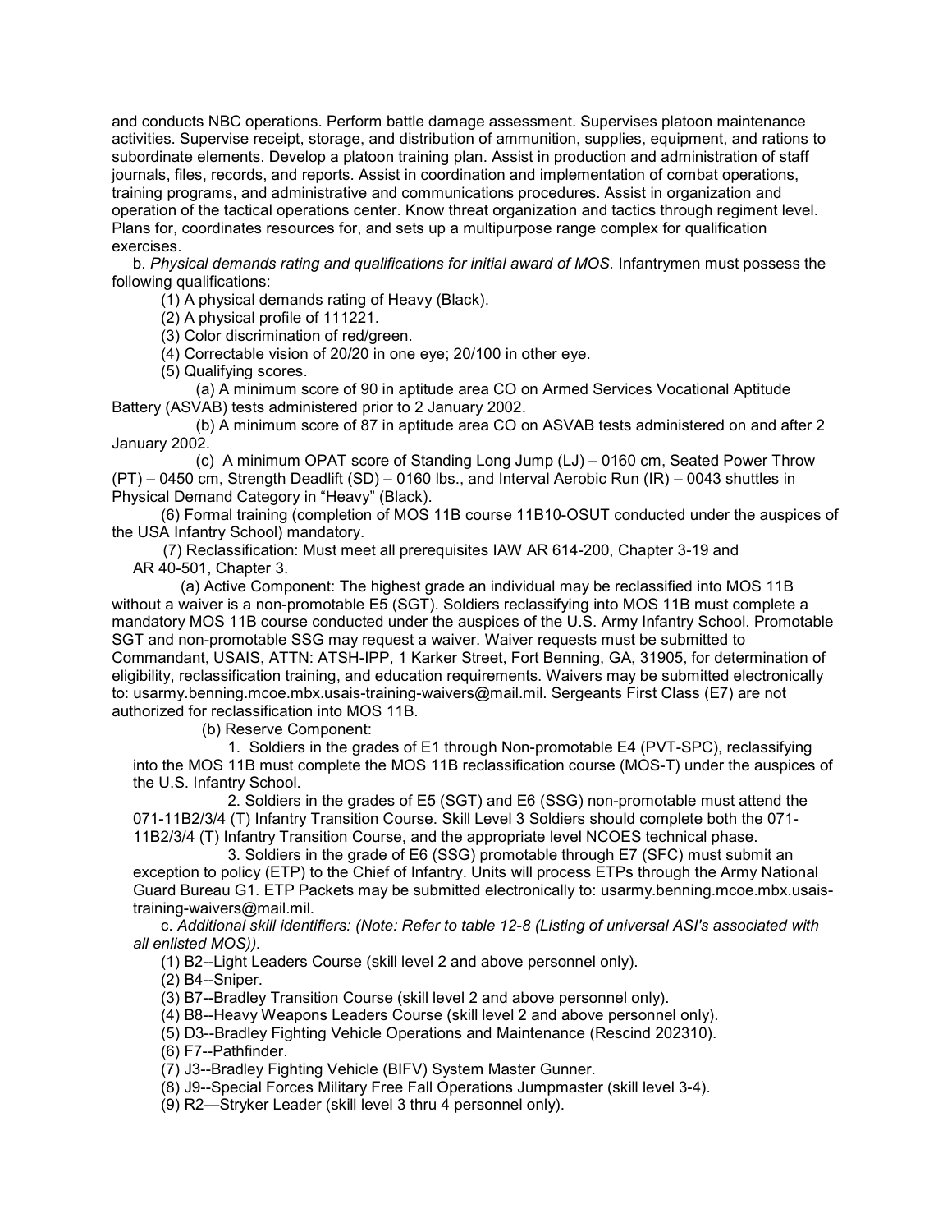and conducts NBC operations. Perform battle damage assessment. Supervises platoon maintenance activities. Supervise receipt, storage, and distribution of ammunition, supplies, equipment, and rations to subordinate elements. Develop a platoon training plan. Assist in production and administration of staff journals, files, records, and reports. Assist in coordination and implementation of combat operations, training programs, and administrative and communications procedures. Assist in organization and operation of the tactical operations center. Know threat organization and tactics through regiment level. Plans for, coordinates resources for, and sets up a multipurpose range complex for qualification exercises.

b. *Physical demands rating and qualifications for initial award of MOS.* Infantrymen must possess the following qualifications:

(1) A physical demands rating of Heavy (Black).

(2) A physical profile of 111221.

(3) Color discrimination of red/green.

(4) Correctable vision of 20/20 in one eye; 20/100 in other eye.

(5) Qualifying scores.

(a) A minimum score of 90 in aptitude area CO on Armed Services Vocational Aptitude Battery (ASVAB) tests administered prior to 2 January 2002.

(b) A minimum score of 87 in aptitude area CO on ASVAB tests administered on and after 2 January 2002.

(c) A minimum OPAT score of Standing Long Jump (LJ) – 0160 cm, Seated Power Throw (PT) – 0450 cm, Strength Deadlift (SD) – 0160 lbs., and Interval Aerobic Run (IR) – 0043 shuttles in Physical Demand Category in "Heavy" (Black).

(6) Formal training (completion of MOS 11B course 11B10-OSUT conducted under the auspices of the USA Infantry School) mandatory.

(7) Reclassification: Must meet all prerequisites IAW AR 614-200, Chapter 3-19 and AR 40-501, Chapter 3.

(a) Active Component: The highest grade an individual may be reclassified into MOS 11B without a waiver is a non-promotable E5 (SGT). Soldiers reclassifying into MOS 11B must complete a mandatory MOS 11B course conducted under the auspices of the U.S. Army Infantry School. Promotable SGT and non-promotable SSG may request a waiver. Waiver requests must be submitted to Commandant, USAIS, ATTN: ATSH-IPP, 1 Karker Street, Fort Benning, GA, 31905, for determination of eligibility, reclassification training, and education requirements. Waivers may be submitted electronically to: usarmy.benning.mcoe.mbx.usais-training-waivers@mail.mil. Sergeants First Class (E7) are not authorized for reclassification into MOS 11B.

(b) Reserve Component:

1. Soldiers in the grades of E1 through Non-promotable E4 (PVT-SPC), reclassifying into the MOS 11B must complete the MOS 11B reclassification course (MOS-T) under the auspices of the U.S. Infantry School.

2. Soldiers in the grades of E5 (SGT) and E6 (SSG) non-promotable must attend the 071-11B2/3/4 (T) Infantry Transition Course. Skill Level 3 Soldiers should complete both the 071-11B2/3/4 (T) Infantry Transition Course, and the appropriate level NCOES technical phase.

3. Soldiers in the grade of E6 (SSG) promotable through E7 (SFC) must submit an exception to policy (ETP) to the Chief of Infantry. Units will process ETPs through the Army National Guard Bureau G1. ETP Packets may be submitted electronically to: usarmy.benning.mcoe.mbx.usais-training-waivers@mail.mil.

c. *Additional skill identifiers: (Note: Refer to table 12-8 (Listing of universal ASI's associated with all enlisted MOS)).*

(1) B2--Light Leaders Course (skill level 2 and above personnel only).

(2) B4--Sniper.

(3) B7--Bradley Transition Course (skill level 2 and above personnel only).

(4) B8--Heavy Weapons Leaders Course (skill level 2 and above personnel only).

(5) D3--Bradley Fighting Vehicle Operations and Maintenance (Rescind 202310).

(6) F7--Pathfinder.

(7) J3--Bradley Fighting Vehicle (BIFV) System Master Gunner.

(8) J9--Special Forces Military Free Fall Operations Jumpmaster (skill level 3-4).

(9) R2—Stryker Leader (skill level 3 thru 4 personnel only).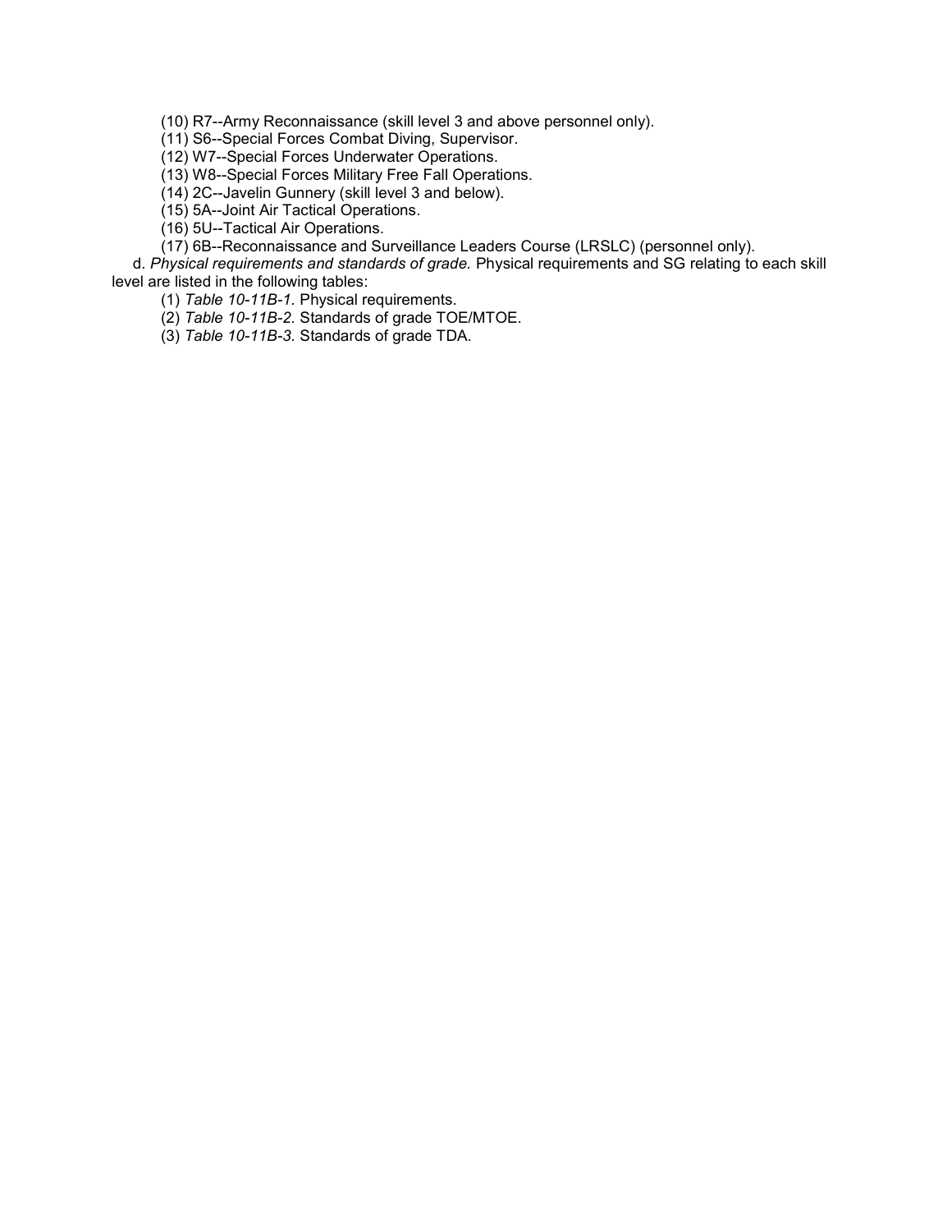(10) R7--Army Reconnaissance (skill level 3 and above personnel only).

(11) S6--Special Forces Combat Diving, Supervisor.

(12) W7--Special Forces Underwater Operations.

(13) W8--Special Forces Military Free Fall Operations.

(14) 2C--Javelin Gunnery (skill level 3 and below).

(15) 5A--Joint Air Tactical Operations.

(16) 5U--Tactical Air Operations.

(17) 6B--Reconnaissance and Surveillance Leaders Course (LRSLC) (personnel only).

d. *Physical requirements and standards of grade.* Physical requirements and SG relating to each skill level are listed in the following tables:

(1) *Table 10-11B-1.* Physical requirements.

(2) *Table 10-11B-2.* Standards of grade TOE/MTOE.

(3) *Table 10-11B-3.* Standards of grade TDA.